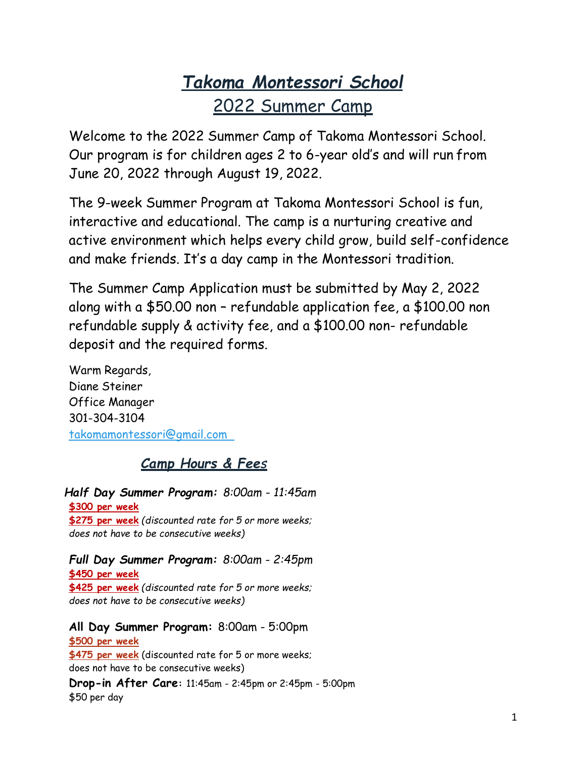# *Takoma Montessori School*

## 2022 Summer Camp

Welcome to the 2022 Summer Camp of Takoma Montessori School. Our program is for children ages 2 to 6-year old's and will run from June 20, 2022 through August 19, 2022.

The 9-week Summer Program at Takoma Montessori School is fun, interactive and educational. The camp is a nurturing creative and active environment which helps every child grow, build self-confidence and make friends. It's a day camp in the Montessori tradition.

The Summer Camp Application must be submitted by May 2, 2022 along with a $50.00 non – refundable application fee, a $100.00 non refundable supply & activity fee, and a $100.00 non- refundable deposit and the required forms.

Warm Regards,
Diane Steiner
Office Manager
301-304-3104
takomamontessori@gmail.com

### *Camp Hours & Fees*

***Half Day Summer Program:*** *8:00am - 11:45am*
**$300 per week**
**$275 per week** *(discounted rate for 5 or more weeks; does not have to be consecutive weeks)*

***Full Day Summer Program:*** *8:00am - 2:45pm*
**$450 per week**
**$425 per week** *(discounted rate for 5 or more weeks; does not have to be consecutive weeks)*

**All Day Summer Program:** 8:00am - 5:00pm
**$500 per week**
**$475 per week** (discounted rate for 5 or more weeks; does not have to be consecutive weeks)

**Drop-in After Care:** 11:45am - 2:45pm or 2:45pm - 5:00pm
$50 per day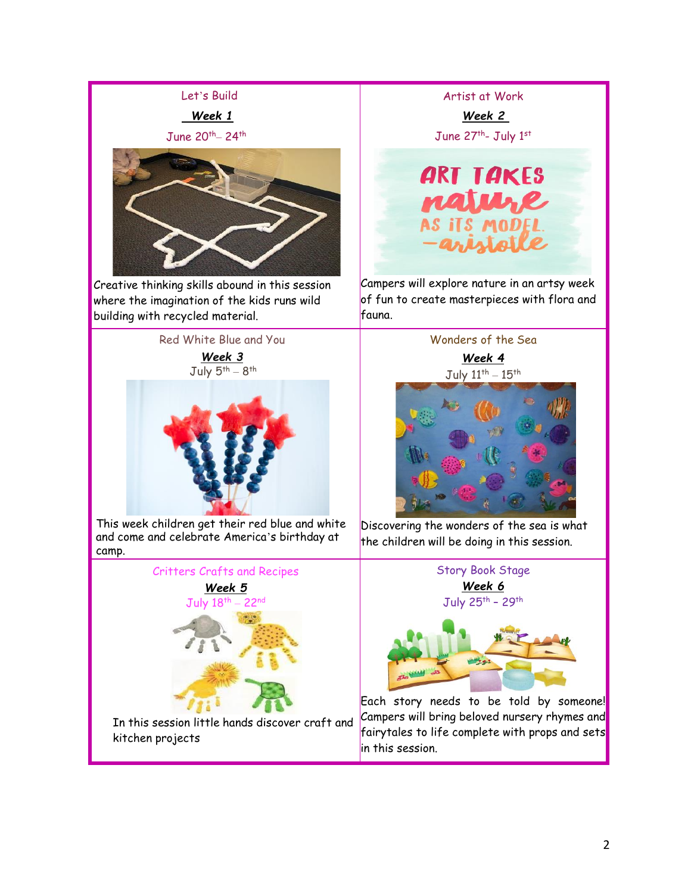## Let's Build

***Week 1***

June 20th– 24th

Creative thinking skills abound in this session where the imagination of the kids runs wild building with recycled material.

## Artist at Work

***Week 2***

June 27th- July 1st

ART TAKES nature AS ITS MODEL. –aristotle

Campers will explore nature in an artsy week of fun to create masterpieces with flora and fauna.

## Red White Blue and You

***Week 3***

July 5th – 8th

This week children get their red blue and white and come and celebrate America's birthday at camp.

## Wonders of the Sea

***Week 4***

July 11th – 15th

Discovering the wonders of the sea is what the children will be doing in this session.

## Critters Crafts and Recipes

***Week 5***

July 18th – 22nd

In this session little hands discover craft and kitchen projects

## Story Book Stage

***Week 6***

July 25th - 29th

Each story needs to be told by someone! Campers will bring beloved nursery rhymes and fairytales to life complete with props and sets in this session.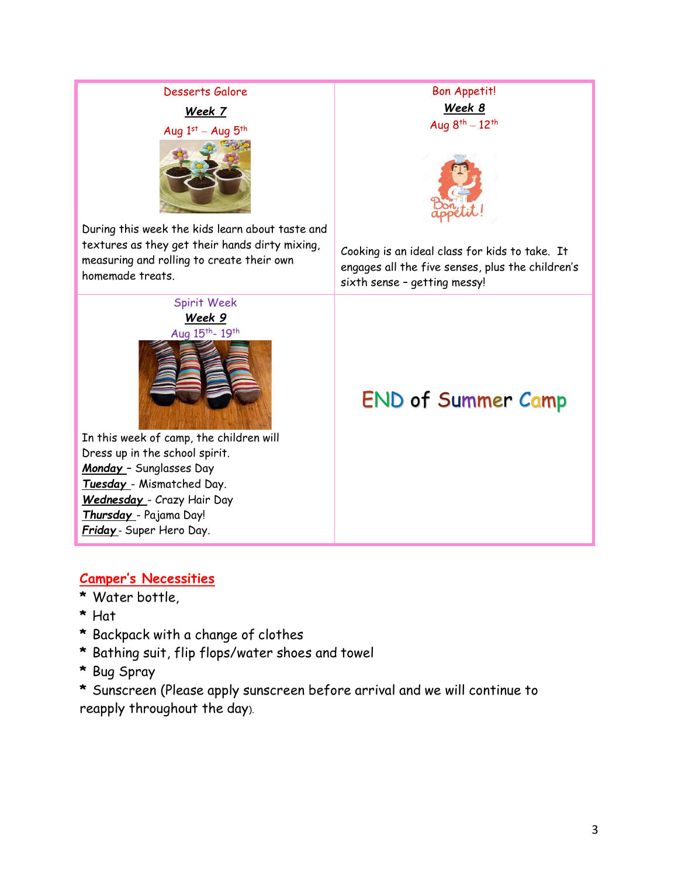| | |
|---|---|
| Desserts Galore<br>***Week 7***<br>Aug 1st – Aug 5th<br><br>During this week the kids learn about taste and textures as they get their hands dirty mixing, measuring and rolling to create their own homemade treats. | Bon Appetit!<br>***Week 8***<br>Aug 8th – 12th<br><br>Cooking is an ideal class for kids to take. It engages all the five senses, plus the children's sixth sense – getting messy! |
| Spirit Week<br>***Week 9***<br>Aug 15th- 19th<br><br>In this week of camp, the children will Dress up in the school spirit.<br>***Monday*** – Sunglasses Day<br>***Tuesday*** - Mismatched Day.<br>***Wednesday*** - Crazy Hair Day<br>***Thursday*** - Pajama Day!<br>***Friday*** - Super Hero Day. | END of Summer Camp |

## Camper's Necessities

* Water bottle,
* Hat
* Backpack with a change of clothes
* Bathing suit, flip flops/water shoes and towel
* Bug Spray
* Sunscreen (Please apply sunscreen before arrival and we will continue to reapply throughout the day).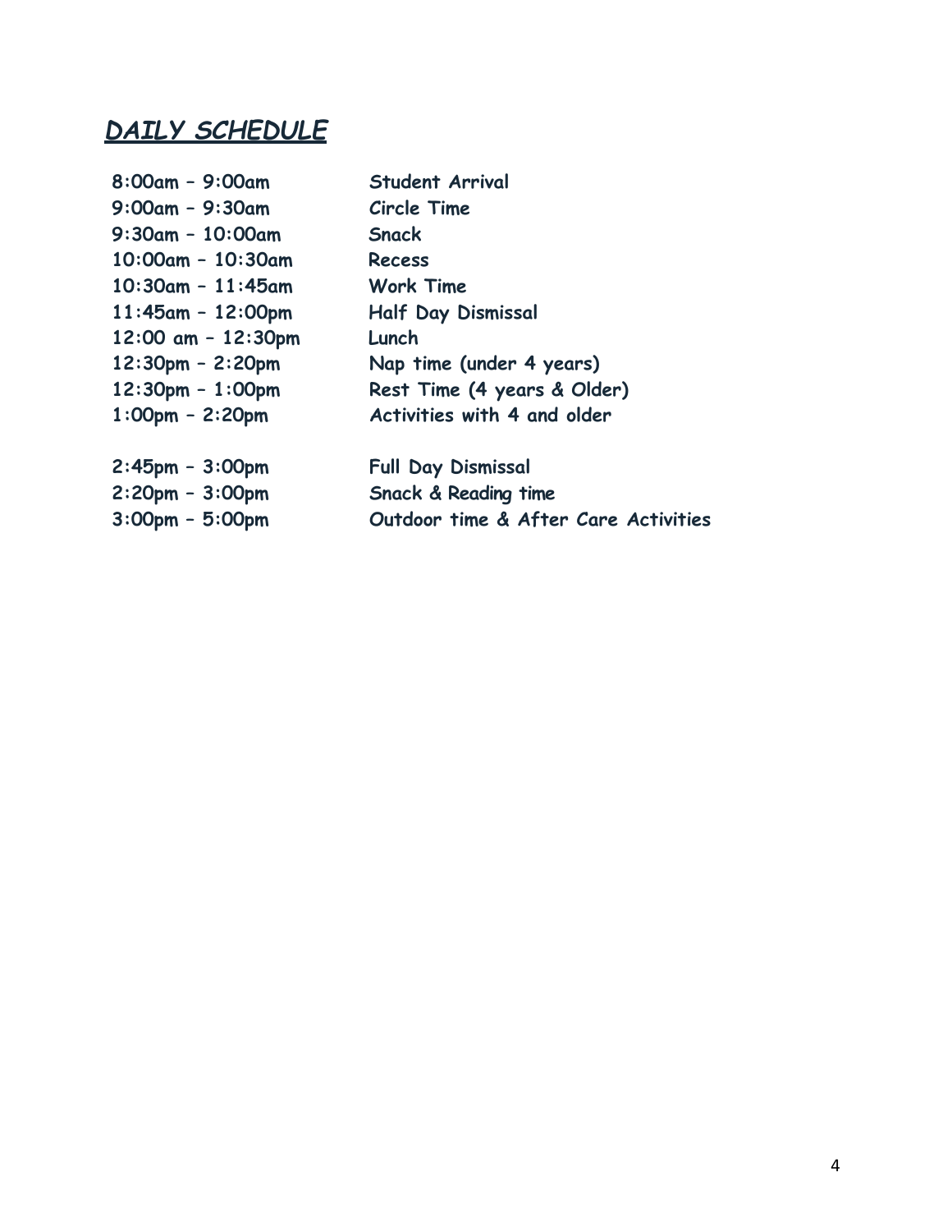## ***DAILY SCHEDULE***

| | |
|---|---|
| **8:00am – 9:00am** | **Student Arrival** |
| **9:00am – 9:30am** | **Circle Time** |
| **9:30am – 10:00am** | **Snack** |
| **10:00am – 10:30am** | **Recess** |
| **10:30am – 11:45am** | **Work Time** |
| **11:45am – 12:00pm** | **Half Day Dismissal** |
| **12:00 am – 12:30pm** | **Lunch** |
| **12:30pm – 2:20pm** | **Nap time (under 4 years)** |
| **12:30pm – 1:00pm** | **Rest Time (4 years & Older)** |
| **1:00pm – 2:20pm** | **Activities with 4 and older** |
| | |
| **2:45pm – 3:00pm** | **Full Day Dismissal** |
| **2:20pm – 3:00pm** | **Snack & Reading time** |
| **3:00pm – 5:00pm** | **Outdoor time & After Care Activities** |